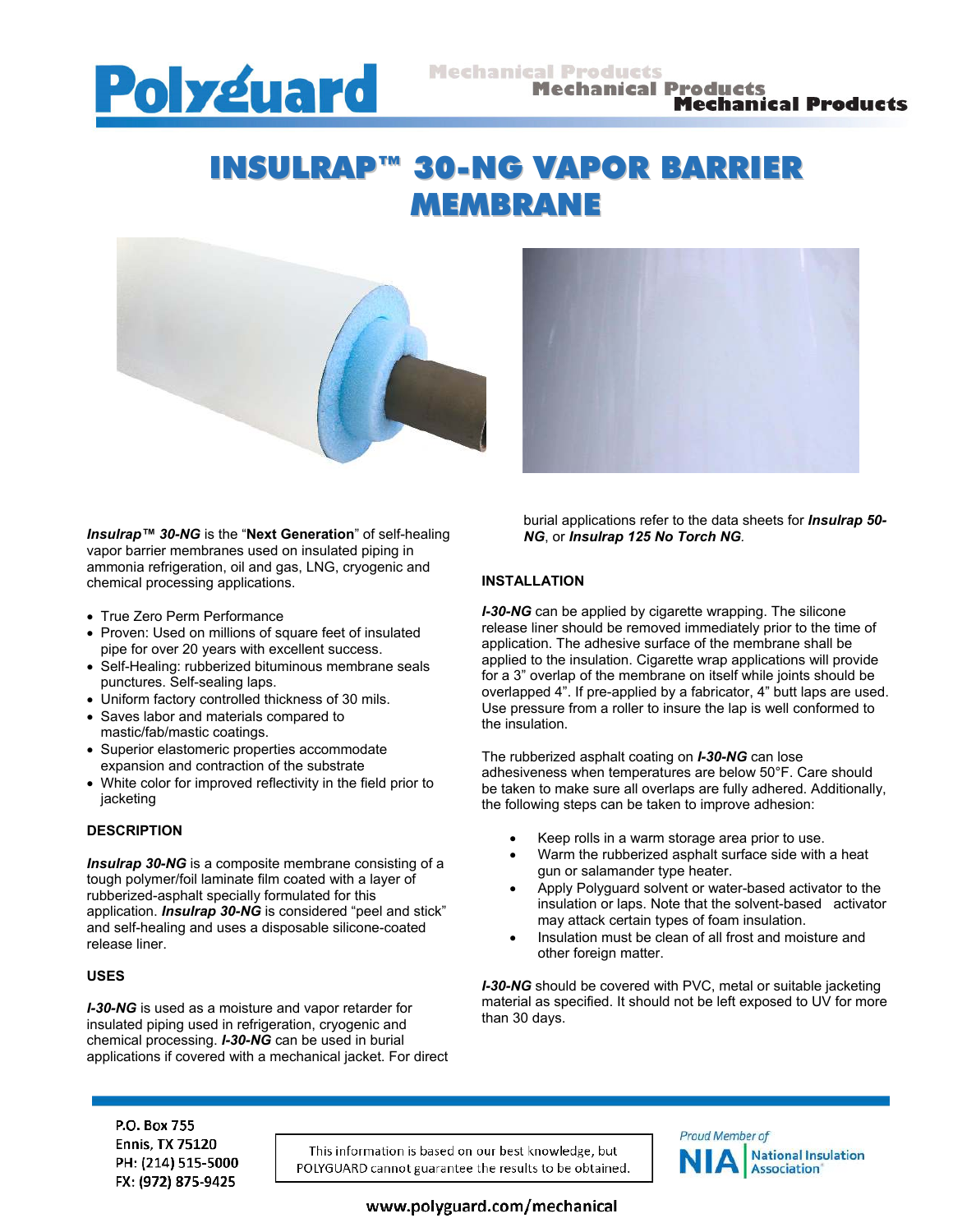# INSULRAP™ 30-NG VAPOR BARRIER MEMBRANE

***Insulrap™ 30-NG*** is the "**Next Generation**" of self-healing vapor barrier membranes used on insulated piping in ammonia refrigeration, oil and gas, LNG, cryogenic and chemical processing applications.

- True Zero Perm Performance
- Proven: Used on millions of square feet of insulated pipe for over 20 years with excellent success.
- Self-Healing: rubberized bituminous membrane seals punctures. Self-sealing laps.
- Uniform factory controlled thickness of 30 mils.
- Saves labor and materials compared to mastic/fab/mastic coatings.
- Superior elastomeric properties accommodate expansion and contraction of the substrate
- White color for improved reflectivity in the field prior to jacketing

## DESCRIPTION

***Insulrap 30-NG*** is a composite membrane consisting of a tough polymer/foil laminate film coated with a layer of rubberized-asphalt specially formulated for this application. ***Insulrap 30-NG*** is considered "peel and stick" and self-healing and uses a disposable silicone-coated release liner.

## USES

***I-30-NG*** is used as a moisture and vapor retarder for insulated piping used in refrigeration, cryogenic and chemical processing. ***I-30-NG*** can be used in burial applications if covered with a mechanical jacket. For direct burial applications refer to the data sheets for ***Insulrap 50-NG***, or ***Insulrap 125 No Torch NG***.

## INSTALLATION

***I-30-NG*** can be applied by cigarette wrapping. The silicone release liner should be removed immediately prior to the time of application. The adhesive surface of the membrane shall be applied to the insulation. Cigarette wrap applications will provide for a 3" overlap of the membrane on itself while joints should be overlapped 4". If pre-applied by a fabricator, 4" butt laps are used. Use pressure from a roller to insure the lap is well conformed to the insulation.

The rubberized asphalt coating on ***I-30-NG*** can lose adhesiveness when temperatures are below 50°F. Care should be taken to make sure all overlaps are fully adhered. Additionally, the following steps can be taken to improve adhesion:

- Keep rolls in a warm storage area prior to use.
- Warm the rubberized asphalt surface side with a heat gun or salamander type heater.
- Apply Polyguard solvent or water-based activator to the insulation or laps. Note that the solvent-based activator may attack certain types of foam insulation.
- Insulation must be clean of all frost and moisture and other foreign matter.

***I-30-NG*** should be covered with PVC, metal or suitable jacketing material as specified. It should not be left exposed to UV for more than 30 days.

P.O. Box 755
Ennis, TX 75120
PH: (214) 515-5000
FX: (972) 875-9425

This information is based on our best knowledge, but POLYGUARD cannot guarantee the results to be obtained.

Proud Member of NIA National Insulation Association

www.polyguard.com/mechanical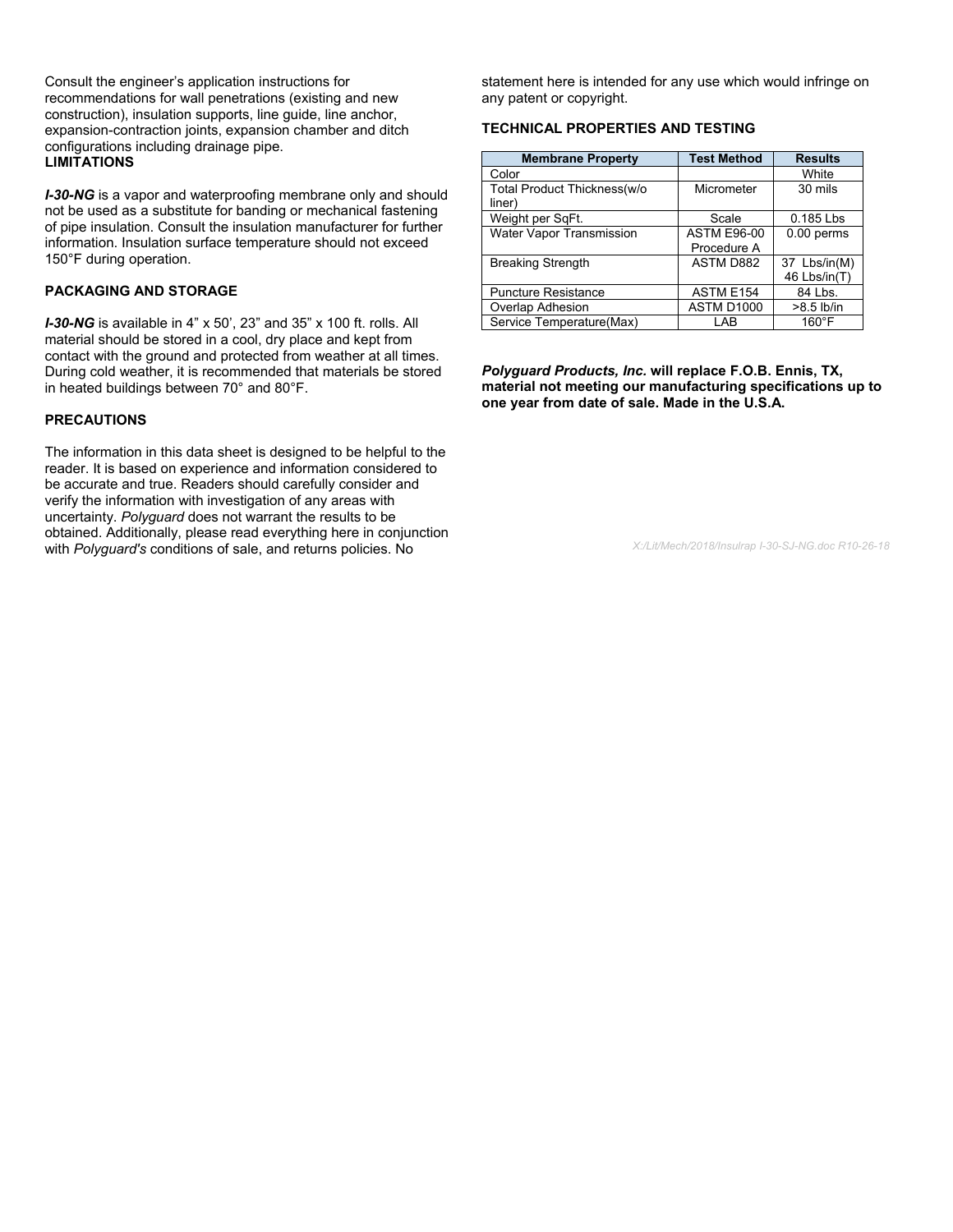Consult the engineer's application instructions for recommendations for wall penetrations (existing and new construction), insulation supports, line guide, line anchor, expansion-contraction joints, expansion chamber and ditch configurations including drainage pipe.

**LIMITATIONS**

***I-30-NG*** is a vapor and waterproofing membrane only and should not be used as a substitute for banding or mechanical fastening of pipe insulation. Consult the insulation manufacturer for further information. Insulation surface temperature should not exceed 150°F during operation.

**PACKAGING AND STORAGE**

***I-30-NG*** is available in 4" x 50', 23" and 35" x 100 ft. rolls. All material should be stored in a cool, dry place and kept from contact with the ground and protected from weather at all times. During cold weather, it is recommended that materials be stored in heated buildings between 70° and 80°F.

**PRECAUTIONS**

The information in this data sheet is designed to be helpful to the reader. It is based on experience and information considered to be accurate and true. Readers should carefully consider and verify the information with investigation of any areas with uncertainty. *Polyguard* does not warrant the results to be obtained. Additionally, please read everything here in conjunction with *Polyguard's* conditions of sale, and returns policies. No statement here is intended for any use which would infringe on any patent or copyright.

**TECHNICAL PROPERTIES AND TESTING**

| Membrane Property | Test Method | Results |
|---|---|---|
| Color | | White |
| Total Product Thickness(w/o liner) | Micrometer | 30 mils |
| Weight per SqFt. | Scale | 0.185 Lbs |
| Water Vapor Transmission | ASTM E96-00 Procedure A | 0.00 perms |
| Breaking Strength | ASTM D882 | 37 Lbs/in(M) 46 Lbs/in(T) |
| Puncture Resistance | ASTM E154 | 84 Lbs. |
| Overlap Adhesion | ASTM D1000 | >8.5 lb/in |
| Service Temperature(Max) | LAB | 160°F |

***Polyguard Products, Inc.* will replace F.O.B. Ennis, TX, material not meeting our manufacturing specifications up to one year from date of sale. Made in the U.S.A.**

*X:/Lit/Mech/2018/Insulrap I-30-SJ-NG.doc R10-26-18*